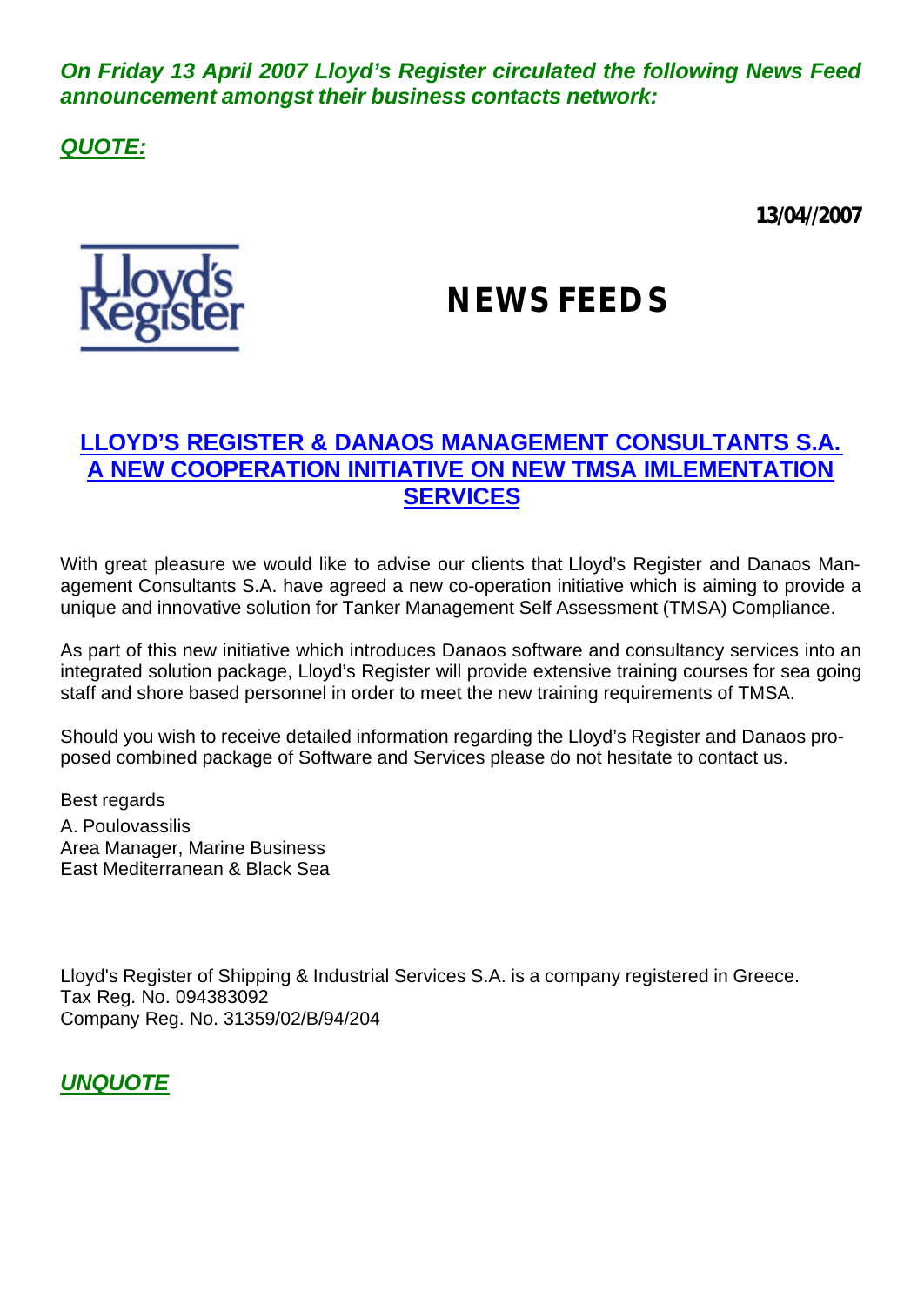***On Friday 13 April 2007 Lloyd's Register circulated the following News Feed announcement amongst their business contacts network:***

***QUOTE:***

**13/04//2007**

Lloyd's Register

# NEWS FEEDS

## LLOYD'S REGISTER & DANAOS MANAGEMENT CONSULTANTS S.A. A NEW COOPERATION INITIATIVE ON NEW TMSA IMLEMENTATION SERVICES

With great pleasure we would like to advise our clients that Lloyd's Register and Danaos Management Consultants S.A. have agreed a new co-operation initiative which is aiming to provide a unique and innovative solution for Tanker Management Self Assessment (TMSA) Compliance.

As part of this new initiative which introduces Danaos software and consultancy services into an integrated solution package, Lloyd's Register will provide extensive training courses for sea going staff and shore based personnel in order to meet the new training requirements of TMSA.

Should you wish to receive detailed information regarding the Lloyd's Register and Danaos proposed combined package of Software and Services please do not hesitate to contact us.

Best regards

A. Poulovassilis
Area Manager, Marine Business
East Mediterranean & Black Sea

Lloyd's Register of Shipping & Industrial Services S.A. is a company registered in Greece.
Tax Reg. No. 094383092
Company Reg. No. 31359/02/B/94/204

***UNQUOTE***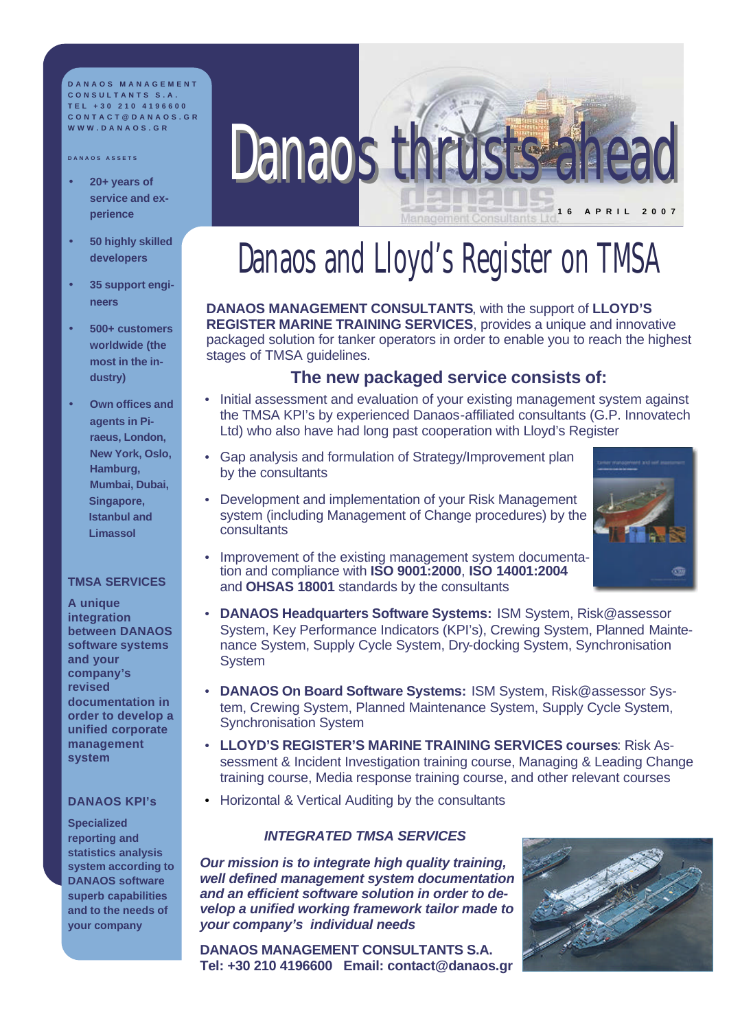DANAOS MANAGEMENT CONSULTANTS S.A.
TEL +30 210 4196600
CONTACT@DANAOS.GR
WWW.DANAOS.GR

DANAOS ASSETS

- **20+ years of service and experience**
- **50 highly skilled developers**
- **35 support engineers**
- **500+ customers worldwide (the most in the industry)**
- **Own offices and agents in Piraeus, London, New York, Oslo, Hamburg, Mumbai, Dubai, Singapore, Istanbul and Limassol**

**TMSA SERVICES**

**A unique integration between DANAOS software systems and your company's revised documentation in order to develop a unified corporate management system**

**DANAOS KPI's**

**Specialized reporting and statistics analysis system according to DANAOS software superb capabilities and to the needs of your company**

# Danaos thrusts ahead

16 APRIL 2007

# Danaos and Lloyd's Register on TMSA

**DANAOS MANAGEMENT CONSULTANTS**, with the support of **LLOYD'S REGISTER MARINE TRAINING SERVICES**, provides a unique and innovative packaged solution for tanker operators in order to enable you to reach the highest stages of TMSA guidelines.

## The new packaged service consists of:

- Initial assessment and evaluation of your existing management system against the TMSA KPI's by experienced Danaos-affiliated consultants (G.P. Innovatech Ltd) who also have had long past cooperation with Lloyd's Register
- Gap analysis and formulation of Strategy/Improvement plan by the consultants
- Development and implementation of your Risk Management system (including Management of Change procedures) by the consultants
- Improvement of the existing management system documentation and compliance with **ISO 9001:2000**, **ISO 14001:2004** and **OHSAS 18001** standards by the consultants
- **DANAOS Headquarters Software Systems:** ISM System, Risk@assessor System, Key Performance Indicators (KPI's), Crewing System, Planned Maintenance System, Supply Cycle System, Dry-docking System, Synchronisation System
- **DANAOS On Board Software Systems:** ISM System, Risk@assessor System, Crewing System, Planned Maintenance System, Supply Cycle System, Synchronisation System
- **LLOYD'S REGISTER'S MARINE TRAINING SERVICES courses**: Risk Assessment & Incident Investigation training course, Managing & Leading Change training course, Media response training course, and other relevant courses
- Horizontal & Vertical Auditing by the consultants

***INTEGRATED TMSA SERVICES***

***Our mission is to integrate high quality training, well defined management system documentation and an efficient software solution in order to develop a unified working framework tailor made to your company's individual needs***

**DANAOS MANAGEMENT CONSULTANTS S.A.**
**Tel: +30 210 4196600 Email: contact@danaos.gr**